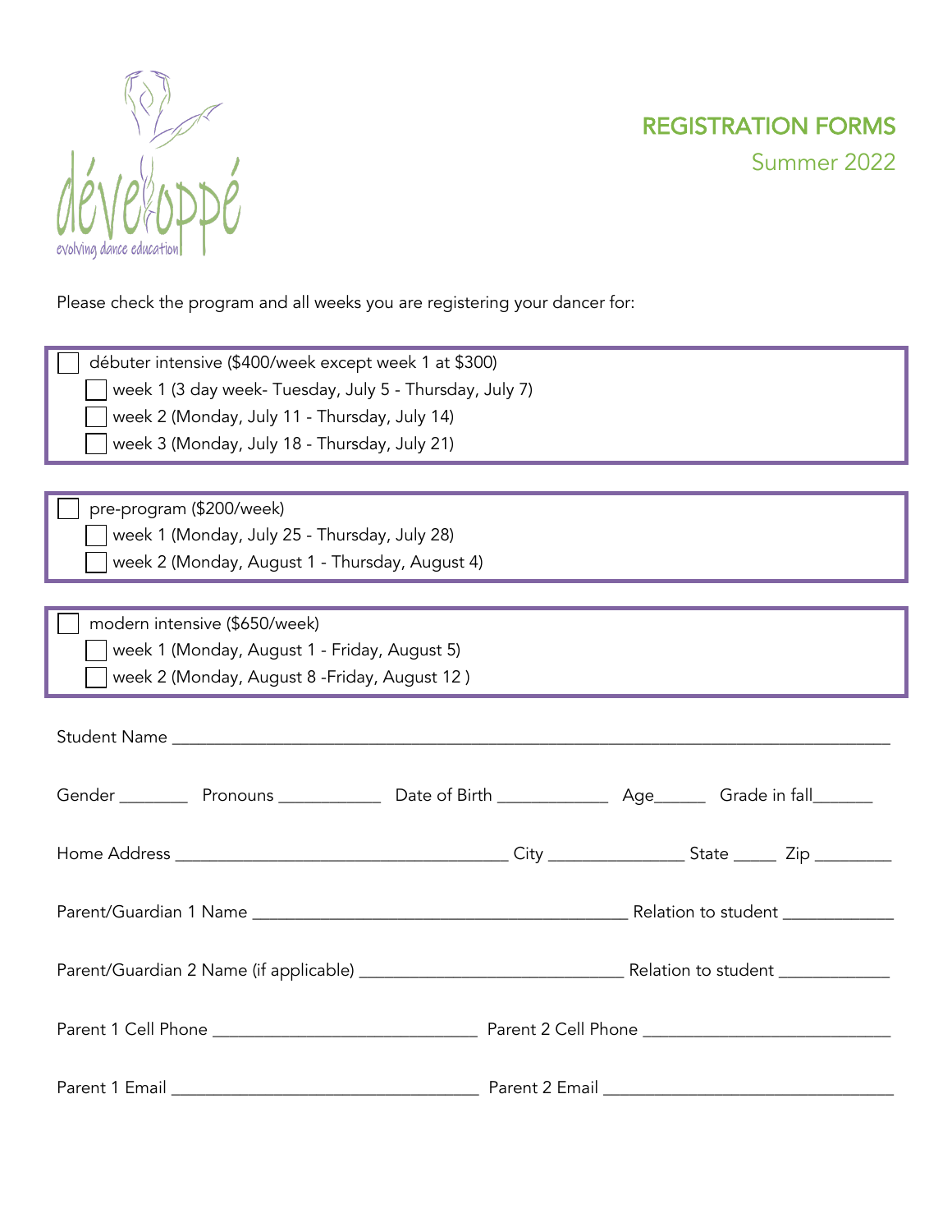développé
evolving dance education

# REGISTRATION FORMS

## Summer 2022

Please check the program and all weeks you are registering your dancer for:

- [ ] débuter intensive ($400/week except week 1 at $300)
  - [ ] week 1 (3 day week- Tuesday, July 5 - Thursday, July 7)
  - [ ] week 2 (Monday, July 11 - Thursday, July 14)
  - [ ] week 3 (Monday, July 18 - Thursday, July 21)

- [ ] pre-program ($200/week)
  - [ ] week 1 (Monday, July 25 - Thursday, July 28)
  - [ ] week 2 (Monday, August 1 - Thursday, August 4)

- [ ] modern intensive ($650/week)
  - [ ] week 1 (Monday, August 1 - Friday, August 5)
  - [ ] week 2 (Monday, August 8 -Friday, August 12 )

Student Name ______________________________________________

Gender ________ Pronouns ___________ Date of Birth ____________ Age______ Grade in fall_______

Home Address ______________________________ City _______________ State _____ Zip _________

Parent/Guardian 1 Name __________________________________ Relation to student _____________

Parent/Guardian 2 Name (if applicable) ___________________________ Relation to student _____________

Parent 1 Cell Phone ____________________________ Parent 2 Cell Phone ____________________________

Parent 1 Email _______________________________ Parent 2 Email _______________________________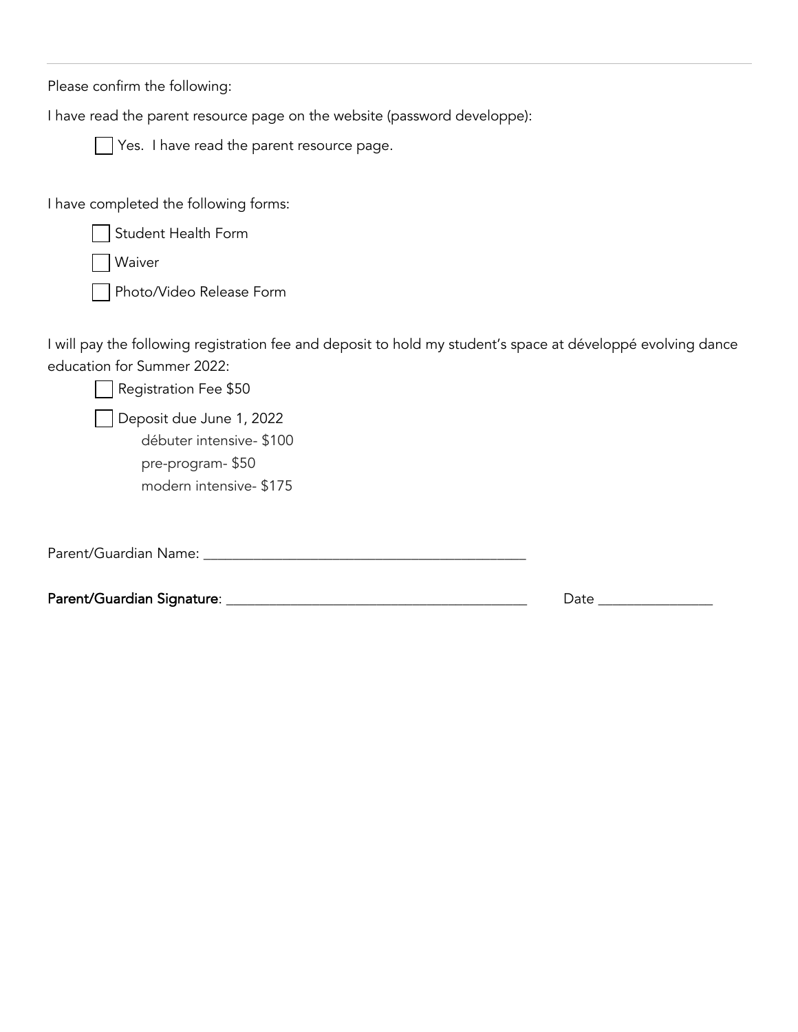Please confirm the following:

I have read the parent resource page on the website (password developpe):

- [ ] Yes. I have read the parent resource page.

I have completed the following forms:

- [ ] Student Health Form
- [ ] Waiver
- [ ] Photo/Video Release Form

I will pay the following registration fee and deposit to hold my student's space at développé evolving dance education for Summer 2022:

- [ ] Registration Fee $50
- [ ] Deposit due June 1, 2022
  - débuter intensive- $100
  - pre-program- $50
  - modern intensive- $175

Parent/Guardian Name: ___________________________________________

**Parent/Guardian Signature**: _______________________________________ Date _______________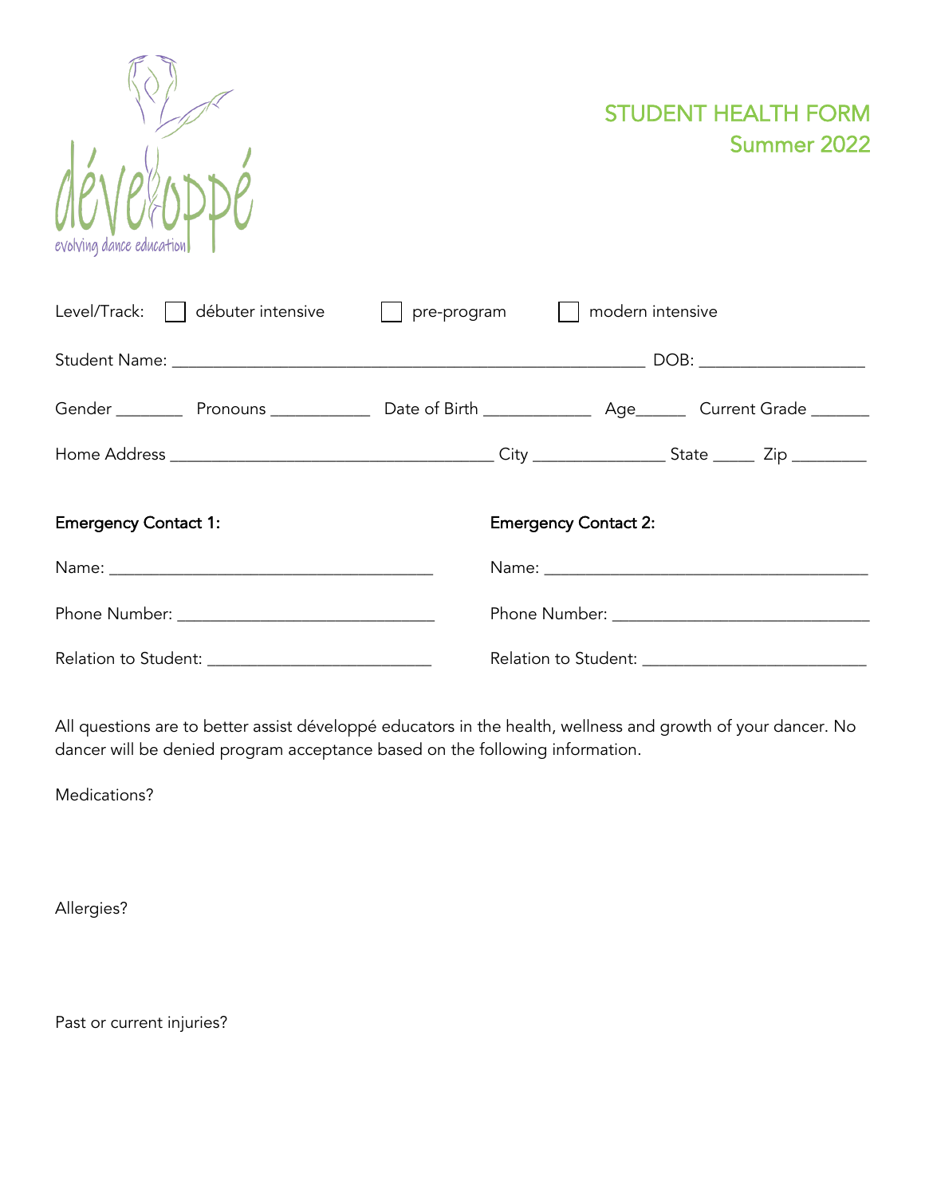développé
evolving dance education

# STUDENT HEALTH FORM
## Summer 2022

Level/Track: ☐ débuter intensive ☐ pre-program ☐ modern intensive

Student Name: ______________________________________________________ DOB: ___________________

Gender ________ Pronouns ___________ Date of Birth ____________ Age______ Current Grade _______

Home Address _____________________________________ City _______________ State _____ Zip ________

**Emergency Contact 1:**

Name: _____________________________________

Phone Number: _____________________________

Relation to Student: _________________________

**Emergency Contact 2:**

Name: _____________________________________

Phone Number: _____________________________

Relation to Student: _________________________

All questions are to better assist développé educators in the health, wellness and growth of your dancer. No dancer will be denied program acceptance based on the following information.

Medications?

Allergies?

Past or current injuries?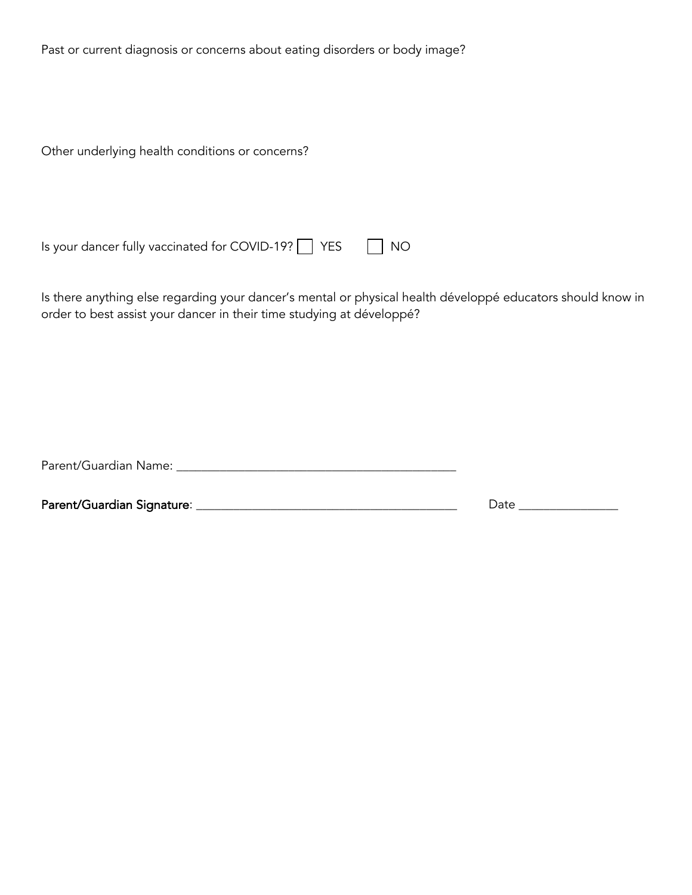Past or current diagnosis or concerns about eating disorders or body image?

Other underlying health conditions or concerns?

Is your dancer fully vaccinated for COVID-19? ☐ YES ☐ NO

Is there anything else regarding your dancer's mental or physical health développé educators should know in order to best assist your dancer in their time studying at développé?

Parent/Guardian Name: _______________________________________________

**Parent/Guardian Signature**: ___________________________________________ Date _______________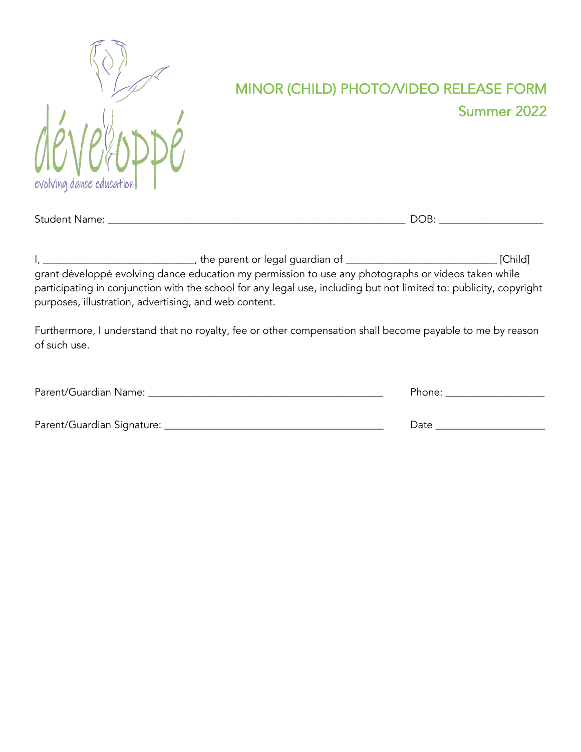# MINOR (CHILD) PHOTO/VIDEO RELEASE FORM

## Summer 2022

Student Name: _______________________________________________________ DOB: ___________________

I, ____________________________, the parent or legal guardian of ____________________________ [Child] grant développé evolving dance education my permission to use any photographs or videos taken while participating in conjunction with the school for any legal use, including but not limited to: publicity, copyright purposes, illustration, advertising, and web content.

Furthermore, I understand that no royalty, fee or other compensation shall become payable to me by reason of such use.

Parent/Guardian Name: ___________________________________________ Phone: __________________

Parent/Guardian Signature: ________________________________________ Date ____________________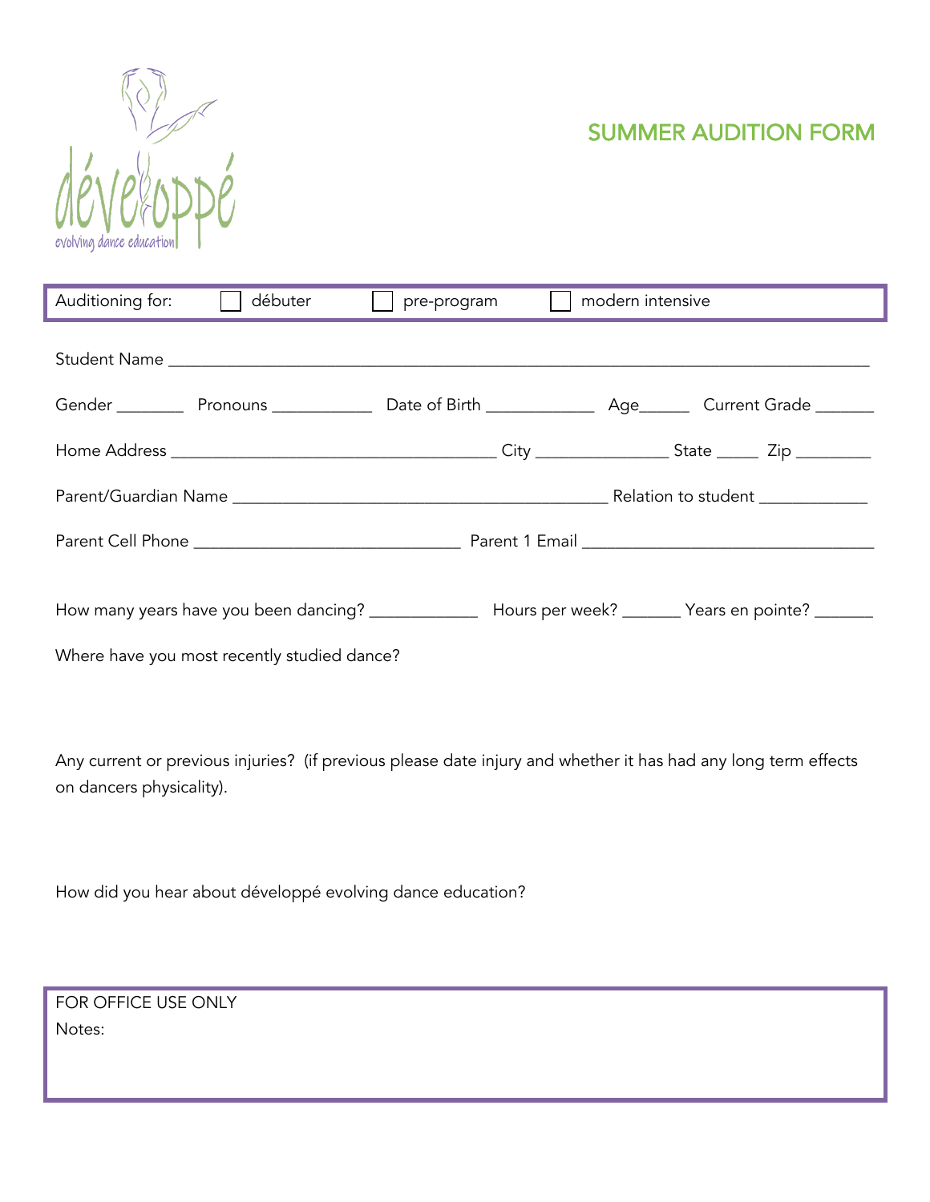développé
evolving dance education

# SUMMER AUDITION FORM

Auditioning for: ☐ débuter ☐ pre-program ☐ modern intensive

Student Name ______________________________________________________________________________

Gender ________ Pronouns ___________ Date of Birth ____________ Age______ Current Grade _______

Home Address _____________________________________ City _______________ State _____ Zip _________

Parent/Guardian Name __________________________________________ Relation to student ____________

Parent Cell Phone ______________________________ Parent 1 Email _________________________________

How many years have you been dancing? ____________ Hours per week? ______ Years en pointe? _______

Where have you most recently studied dance?

Any current or previous injuries? (if previous please date injury and whether it has had any long term effects on dancers physicality).

How did you hear about développé evolving dance education?

FOR OFFICE USE ONLY
Notes: